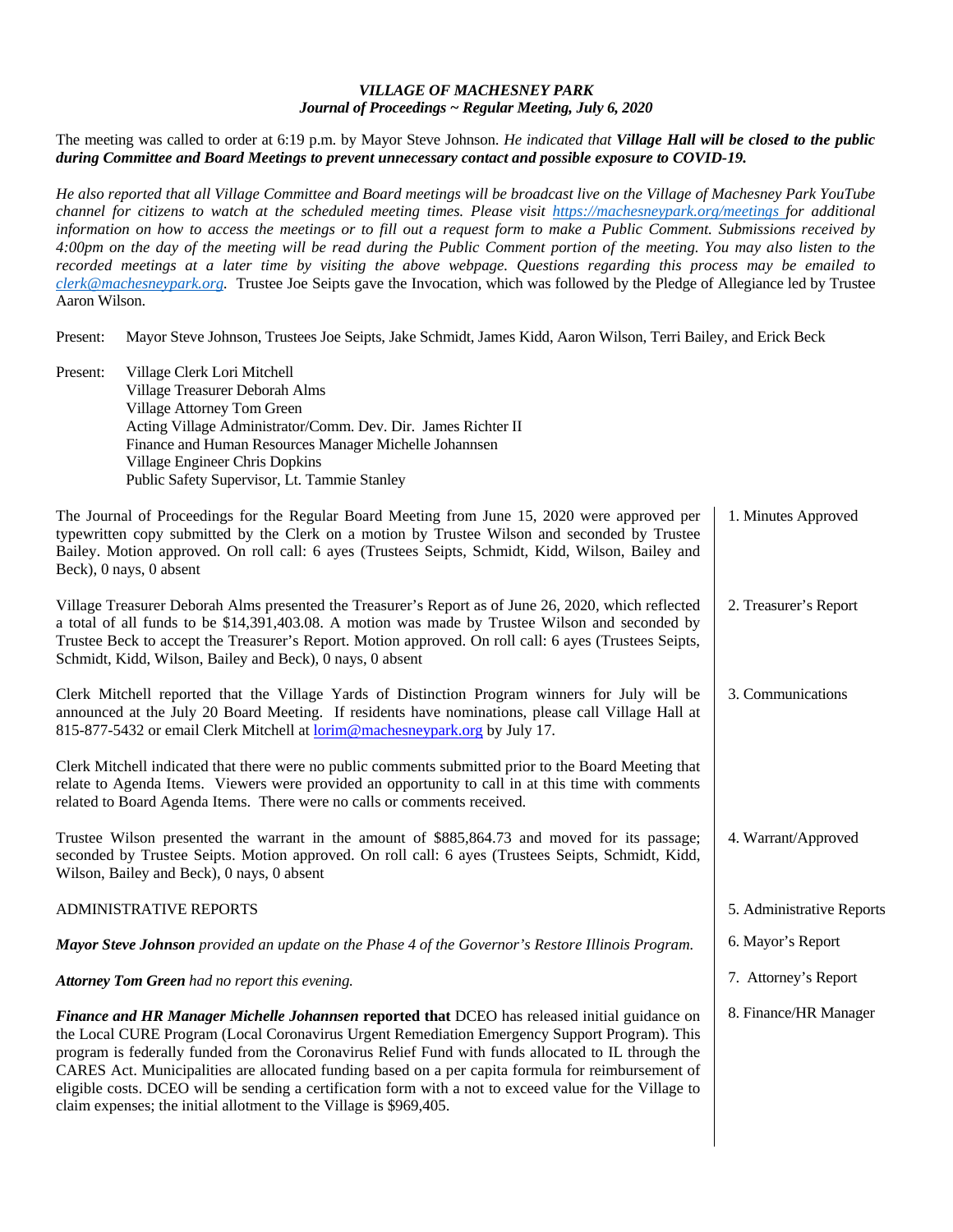# *VILLAGE OF MACHESNEY PARK*
## *Journal of Proceedings ~ Regular Meeting, July 6, 2020*

The meeting was called to order at 6:19 p.m. by Mayor Steve Johnson. *He indicated that **Village Hall will be closed to the public during Committee and Board Meetings to prevent unnecessary contact and possible exposure to COVID-19.***

*He also reported that all Village Committee and Board meetings will be broadcast live on the Village of Machesney Park YouTube channel for citizens to watch at the scheduled meeting times. Please visit [https://machesneypark.org/meetings](https://machesneypark.org/meetings) for additional information on how to access the meetings or to fill out a request form to make a Public Comment. Submissions received by 4:00pm on the day of the meeting will be read during the Public Comment portion of the meeting. You may also listen to the recorded meetings at a later time by visiting the above webpage. Questions regarding this process may be emailed to [clerk@machesneypark.org](mailto:clerk@machesneypark.org).* Trustee Joe Seipts gave the Invocation, which was followed by the Pledge of Allegiance led by Trustee Aaron Wilson.

Present: Mayor Steve Johnson, Trustees Joe Seipts, Jake Schmidt, James Kidd, Aaron Wilson, Terri Bailey, and Erick Beck

Present: Village Clerk Lori Mitchell
Village Treasurer Deborah Alms
Village Attorney Tom Green
Acting Village Administrator/Comm. Dev. Dir. James Richter II
Finance and Human Resources Manager Michelle Johannsen
Village Engineer Chris Dopkins
Public Safety Supervisor, Lt. Tammie Stanley

**1. Minutes Approved**

The Journal of Proceedings for the Regular Board Meeting from June 15, 2020 were approved per typewritten copy submitted by the Clerk on a motion by Trustee Wilson and seconded by Trustee Bailey. Motion approved. On roll call: 6 ayes (Trustees Seipts, Schmidt, Kidd, Wilson, Bailey and Beck), 0 nays, 0 absent

**2. Treasurer's Report**

Village Treasurer Deborah Alms presented the Treasurer's Report as of June 26, 2020, which reflected a total of all funds to be $14,391,403.08. A motion was made by Trustee Wilson and seconded by Trustee Beck to accept the Treasurer's Report. Motion approved. On roll call: 6 ayes (Trustees Seipts, Schmidt, Kidd, Wilson, Bailey and Beck), 0 nays, 0 absent

**3. Communications**

Clerk Mitchell reported that the Village Yards of Distinction Program winners for July will be announced at the July 20 Board Meeting. If residents have nominations, please call Village Hall at 815-877-5432 or email Clerk Mitchell at [lorim@machesneypark.org](mailto:lorim@machesneypark.org) by July 17.

Clerk Mitchell indicated that there were no public comments submitted prior to the Board Meeting that relate to Agenda Items. Viewers were provided an opportunity to call in at this time with comments related to Board Agenda Items. There were no calls or comments received.

**4. Warrant/Approved**

Trustee Wilson presented the warrant in the amount of $885,864.73 and moved for its passage; seconded by Trustee Seipts. Motion approved. On roll call: 6 ayes (Trustees Seipts, Schmidt, Kidd, Wilson, Bailey and Beck), 0 nays, 0 absent

**5. Administrative Reports**

ADMINISTRATIVE REPORTS

**6. Mayor's Report**

***Mayor Steve Johnson** provided an update on the Phase 4 of the Governor's Restore Illinois Program.*

**7. Attorney's Report**

***Attorney Tom Green** had no report this evening.*

**8. Finance/HR Manager**

***Finance and HR Manager Michelle Johannsen*** **reported that** DCEO has released initial guidance on the Local CURE Program (Local Coronavirus Urgent Remediation Emergency Support Program). This program is federally funded from the Coronavirus Relief Fund with funds allocated to IL through the CARES Act. Municipalities are allocated funding based on a per capita formula for reimbursement of eligible costs. DCEO will be sending a certification form with a not to exceed value for the Village to claim expenses; the initial allotment to the Village is $969,405.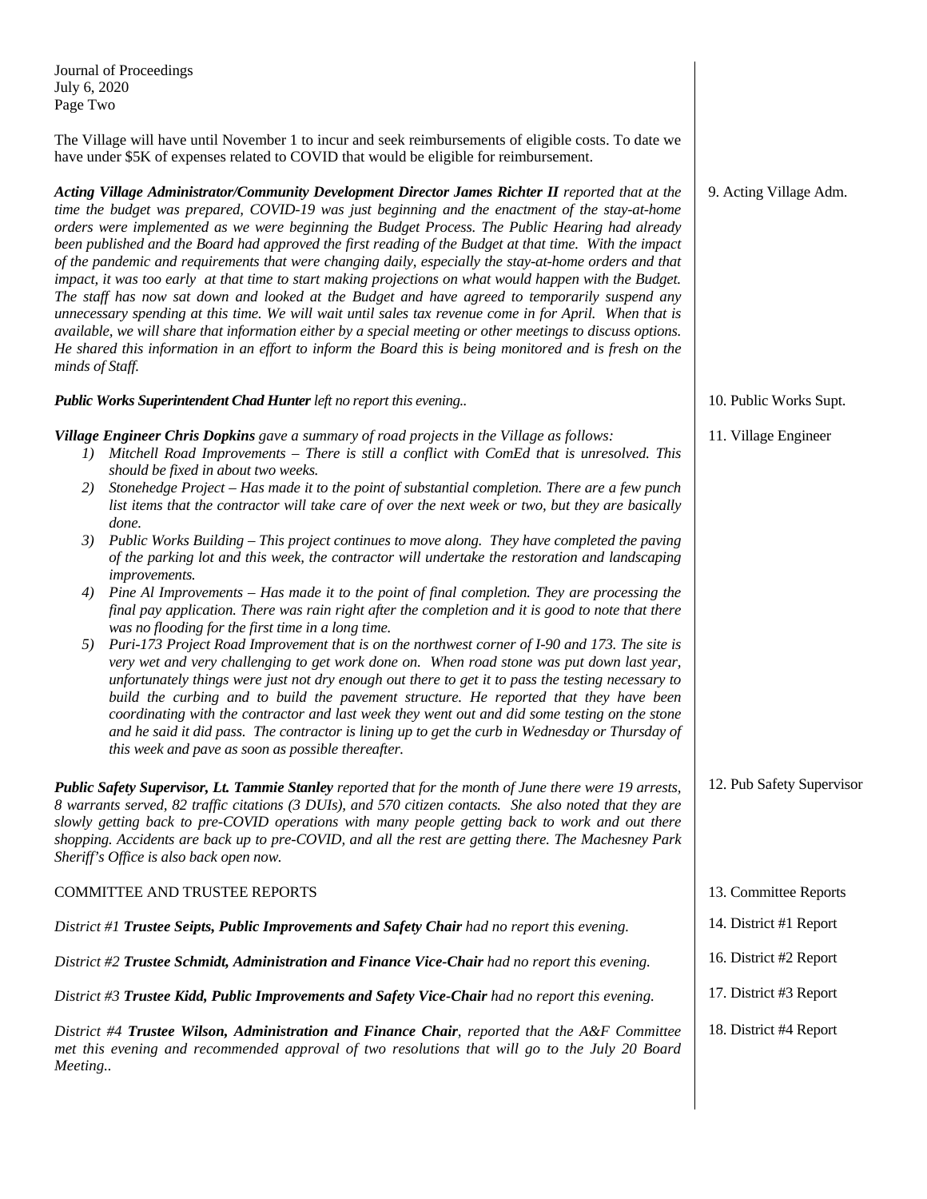Journal of Proceedings
July 6, 2020
Page Two

The Village will have until November 1 to incur and seek reimbursements of eligible costs. To date we have under $5K of expenses related to COVID that would be eligible for reimbursement.

9. Acting Village Adm.

***Acting Village Administrator/Community Development Director James Richter II*** *reported that at the time the budget was prepared, COVID-19 was just beginning and the enactment of the stay-at-home orders were implemented as we were beginning the Budget Process. The Public Hearing had already been published and the Board had approved the first reading of the Budget at that time. With the impact of the pandemic and requirements that were changing daily, especially the stay-at-home orders and that impact, it was too early at that time to start making projections on what would happen with the Budget. The staff has now sat down and looked at the Budget and have agreed to temporarily suspend any unnecessary spending at this time. We will wait until sales tax revenue come in for April. When that is available, we will share that information either by a special meeting or other meetings to discuss options. He shared this information in an effort to inform the Board this is being monitored and is fresh on the minds of Staff.*

10. Public Works Supt.

***Public Works Superintendent Chad Hunter*** *left no report this evening..*

11. Village Engineer

***Village Engineer Chris Dopkins*** *gave a summary of road projects in the Village as follows:*

1) *Mitchell Road Improvements – There is still a conflict with ComEd that is unresolved. This should be fixed in about two weeks.*
2) *Stonehedge Project – Has made it to the point of substantial completion. There are a few punch list items that the contractor will take care of over the next week or two, but they are basically done.*
3) *Public Works Building – This project continues to move along. They have completed the paving of the parking lot and this week, the contractor will undertake the restoration and landscaping improvements.*
4) *Pine Al Improvements – Has made it to the point of final completion. They are processing the final pay application. There was rain right after the completion and it is good to note that there was no flooding for the first time in a long time.*
5) *Puri-173 Project Road Improvement that is on the northwest corner of I-90 and 173. The site is very wet and very challenging to get work done on. When road stone was put down last year, unfortunately things were just not dry enough out there to get it to pass the testing necessary to build the curbing and to build the pavement structure. He reported that they have been coordinating with the contractor and last week they went out and did some testing on the stone and he said it did pass. The contractor is lining up to get the curb in Wednesday or Thursday of this week and pave as soon as possible thereafter.*

12. Pub Safety Supervisor

***Public Safety Supervisor, Lt. Tammie Stanley*** *reported that for the month of June there were 19 arrests, 8 warrants served, 82 traffic citations (3 DUIs), and 570 citizen contacts. She also noted that they are slowly getting back to pre-COVID operations with many people getting back to work and out there shopping. Accidents are back up to pre-COVID, and all the rest are getting there. The Machesney Park Sheriff's Office is also back open now.*

13. Committee Reports

COMMITTEE AND TRUSTEE REPORTS

14. District #1 Report

*District #1* ***Trustee Seipts, Public Improvements and Safety Chair*** *had no report this evening.*

16. District #2 Report

*District #2* ***Trustee Schmidt, Administration and Finance Vice-Chair*** *had no report this evening.*

17. District #3 Report

*District #3* ***Trustee Kidd, Public Improvements and Safety Vice-Chair*** *had no report this evening.*

18. District #4 Report

*District #4* ***Trustee Wilson, Administration and Finance Chair****, reported that the A&F Committee met this evening and recommended approval of two resolutions that will go to the July 20 Board Meeting..*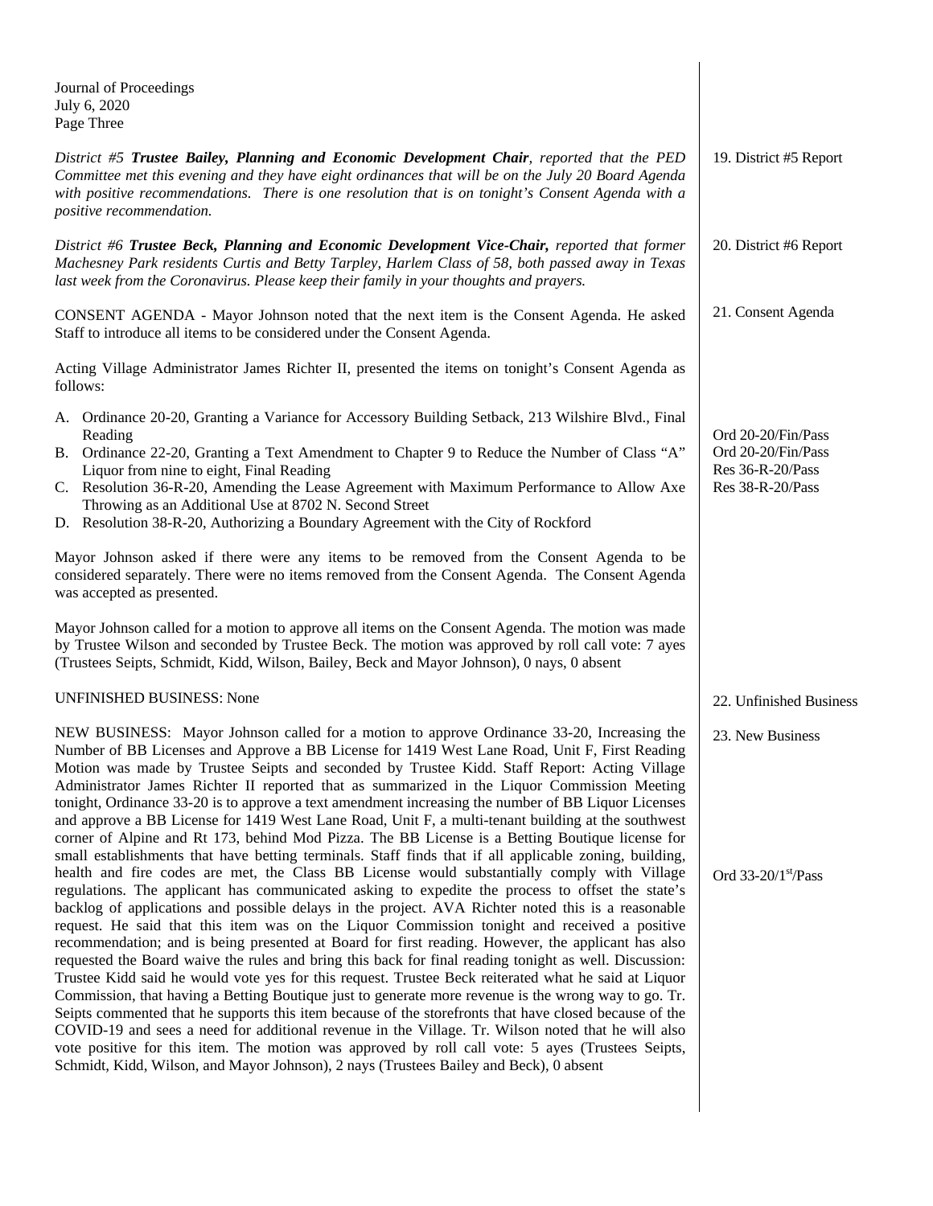Journal of Proceedings
July 6, 2020
Page Three

*District #5* ***Trustee Bailey, Planning and Economic Development Chair****, reported that the PED Committee met this evening and they have eight ordinances that will be on the July 20 Board Agenda with positive recommendations. There is one resolution that is on tonight's Consent Agenda with a positive recommendation.*

19. District #5 Report

*District #6* ***Trustee Beck, Planning and Economic Development Vice-Chair,*** *reported that former Machesney Park residents Curtis and Betty Tarpley, Harlem Class of 58, both passed away in Texas last week from the Coronavirus. Please keep their family in your thoughts and prayers.*

20. District #6 Report

CONSENT AGENDA - Mayor Johnson noted that the next item is the Consent Agenda. He asked Staff to introduce all items to be considered under the Consent Agenda.

21. Consent Agenda

Acting Village Administrator James Richter II, presented the items on tonight's Consent Agenda as follows:

A. Ordinance 20-20, Granting a Variance for Accessory Building Setback, 213 Wilshire Blvd., Final Reading — Ord 20-20/Fin/Pass
B. Ordinance 22-20, Granting a Text Amendment to Chapter 9 to Reduce the Number of Class "A" Liquor from nine to eight, Final Reading — Ord 20-20/Fin/Pass
C. Resolution 36-R-20, Amending the Lease Agreement with Maximum Performance to Allow Axe Throwing as an Additional Use at 8702 N. Second Street — Res 36-R-20/Pass
D. Resolution 38-R-20, Authorizing a Boundary Agreement with the City of Rockford — Res 38-R-20/Pass

Mayor Johnson asked if there were any items to be removed from the Consent Agenda to be considered separately. There were no items removed from the Consent Agenda. The Consent Agenda was accepted as presented.

Mayor Johnson called for a motion to approve all items on the Consent Agenda. The motion was made by Trustee Wilson and seconded by Trustee Beck. The motion was approved by roll call vote: 7 ayes (Trustees Seipts, Schmidt, Kidd, Wilson, Bailey, Beck and Mayor Johnson), 0 nays, 0 absent

UNFINISHED BUSINESS: None

22. Unfinished Business

NEW BUSINESS: Mayor Johnson called for a motion to approve Ordinance 33-20, Increasing the Number of BB Licenses and Approve a BB License for 1419 West Lane Road, Unit F, First Reading Motion was made by Trustee Seipts and seconded by Trustee Kidd. Staff Report: Acting Village Administrator James Richter II reported that as summarized in the Liquor Commission Meeting tonight, Ordinance 33-20 is to approve a text amendment increasing the number of BB Liquor Licenses and approve a BB License for 1419 West Lane Road, Unit F, a multi-tenant building at the southwest corner of Alpine and Rt 173, behind Mod Pizza. The BB License is a Betting Boutique license for small establishments that have betting terminals. Staff finds that if all applicable zoning, building, health and fire codes are met, the Class BB License would substantially comply with Village regulations. The applicant has communicated asking to expedite the process to offset the state's backlog of applications and possible delays in the project. AVA Richter noted this is a reasonable request. He said that this item was on the Liquor Commission tonight and received a positive recommendation; and is being presented at Board for first reading. However, the applicant has also requested the Board waive the rules and bring this back for final reading tonight as well. Discussion: Trustee Kidd said he would vote yes for this request. Trustee Beck reiterated what he said at Liquor Commission, that having a Betting Boutique just to generate more revenue is the wrong way to go. Tr. Seipts commented that he supports this item because of the storefronts that have closed because of the COVID-19 and sees a need for additional revenue in the Village. Tr. Wilson noted that he will also vote positive for this item. The motion was approved by roll call vote: 5 ayes (Trustees Seipts, Schmidt, Kidd, Wilson, and Mayor Johnson), 2 nays (Trustees Bailey and Beck), 0 absent

23. New Business

Ord 33-20/1st/Pass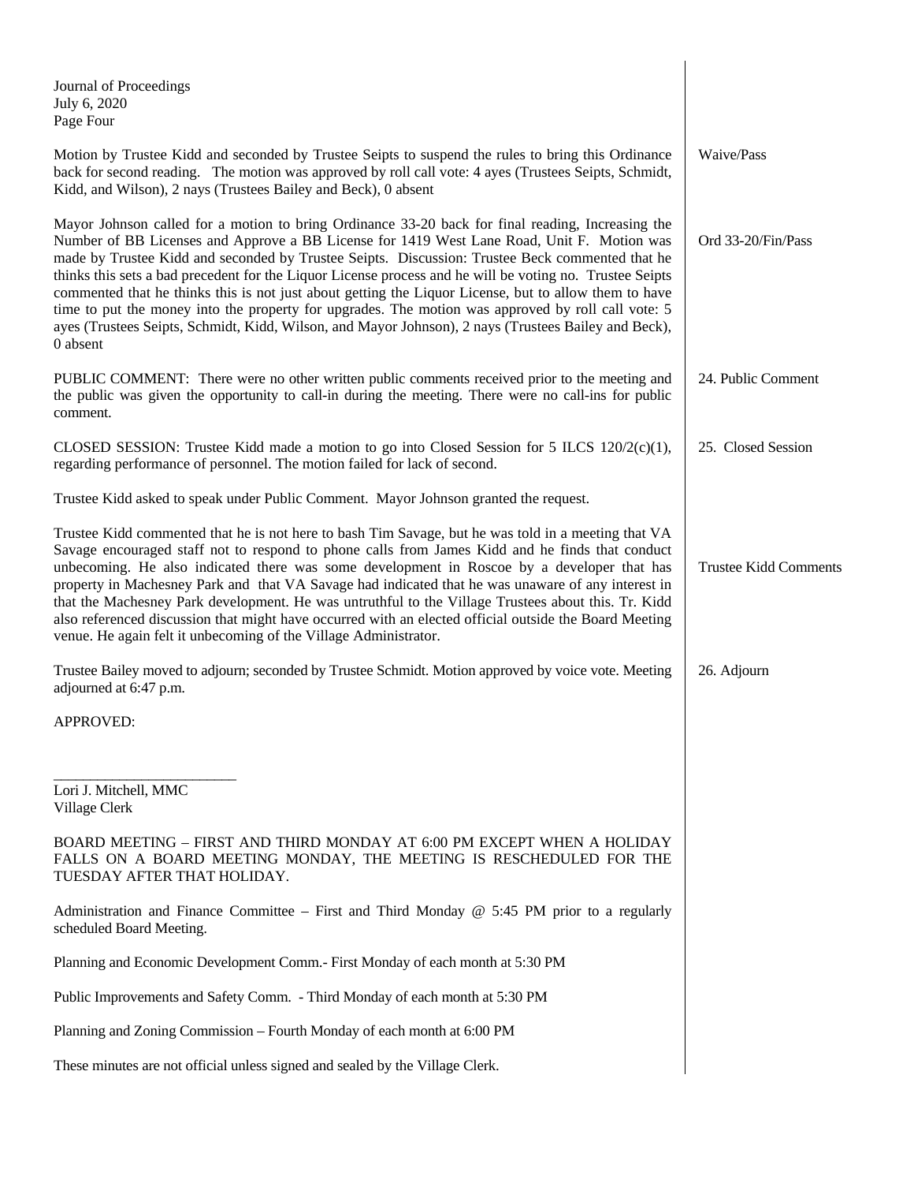Journal of Proceedings
July 6, 2020
Page Four

Motion by Trustee Kidd and seconded by Trustee Seipts to suspend the rules to bring this Ordinance back for second reading. The motion was approved by roll call vote: 4 ayes (Trustees Seipts, Schmidt, Kidd, and Wilson), 2 nays (Trustees Bailey and Beck), 0 absent

Waive/Pass

Mayor Johnson called for a motion to bring Ordinance 33-20 back for final reading, Increasing the Number of BB Licenses and Approve a BB License for 1419 West Lane Road, Unit F. Motion was made by Trustee Kidd and seconded by Trustee Seipts. Discussion: Trustee Beck commented that he thinks this sets a bad precedent for the Liquor License process and he will be voting no. Trustee Seipts commented that he thinks this is not just about getting the Liquor License, but to allow them to have time to put the money into the property for upgrades. The motion was approved by roll call vote: 5 ayes (Trustees Seipts, Schmidt, Kidd, Wilson, and Mayor Johnson), 2 nays (Trustees Bailey and Beck), 0 absent

Ord 33-20/Fin/Pass

PUBLIC COMMENT: There were no other written public comments received prior to the meeting and the public was given the opportunity to call-in during the meeting. There were no call-ins for public comment.

24. Public Comment

CLOSED SESSION: Trustee Kidd made a motion to go into Closed Session for 5 ILCS 120/2(c)(1), regarding performance of personnel. The motion failed for lack of second.

25. Closed Session

Trustee Kidd asked to speak under Public Comment. Mayor Johnson granted the request.

Trustee Kidd commented that he is not here to bash Tim Savage, but he was told in a meeting that VA Savage encouraged staff not to respond to phone calls from James Kidd and he finds that conduct unbecoming. He also indicated there was some development in Roscoe by a developer that has property in Machesney Park and that VA Savage had indicated that he was unaware of any interest in that the Machesney Park development. He was untruthful to the Village Trustees about this. Tr. Kidd also referenced discussion that might have occurred with an elected official outside the Board Meeting venue. He again felt it unbecoming of the Village Administrator.

Trustee Kidd Comments

Trustee Bailey moved to adjourn; seconded by Trustee Schmidt. Motion approved by voice vote. Meeting adjourned at 6:47 p.m.

26. Adjourn

APPROVED:

_________________________
Lori J. Mitchell, MMC
Village Clerk

BOARD MEETING – FIRST AND THIRD MONDAY AT 6:00 PM EXCEPT WHEN A HOLIDAY FALLS ON A BOARD MEETING MONDAY, THE MEETING IS RESCHEDULED FOR THE TUESDAY AFTER THAT HOLIDAY.

Administration and Finance Committee – First and Third Monday @ 5:45 PM prior to a regularly scheduled Board Meeting.

Planning and Economic Development Comm.- First Monday of each month at 5:30 PM

Public Improvements and Safety Comm. - Third Monday of each month at 5:30 PM

Planning and Zoning Commission – Fourth Monday of each month at 6:00 PM

These minutes are not official unless signed and sealed by the Village Clerk.